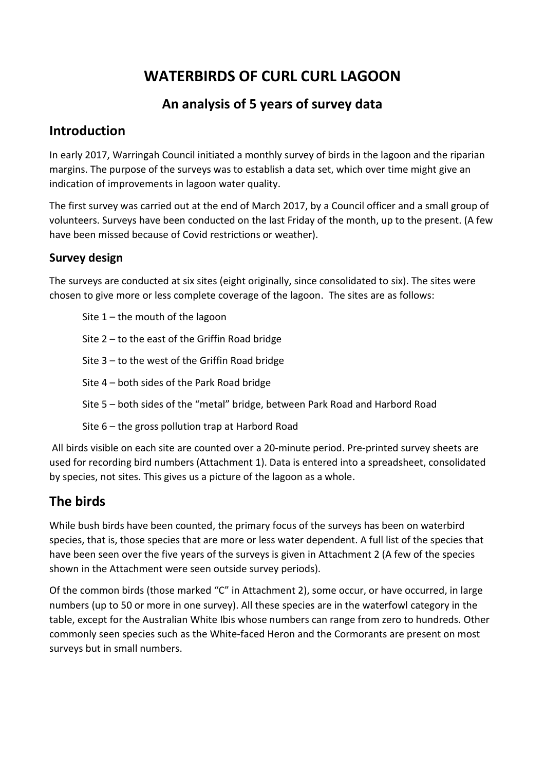# WATERBIRDS OF CURL CURL LAGOON

## An analysis of 5 years of survey data

## Introduction

In early 2017, Warringah Council initiated a monthly survey of birds in the lagoon and the riparian margins. The purpose of the surveys was to establish a data set, which over time might give an indication of improvements in lagoon water quality.

The first survey was carried out at the end of March 2017, by a Council officer and a small group of volunteers. Surveys have been conducted on the last Friday of the month, up to the present. (A few have been missed because of Covid restrictions or weather).

### Survey design

The surveys are conducted at six sites (eight originally, since consolidated to six). The sites were chosen to give more or less complete coverage of the lagoon. The sites are as follows:

- Site 1 – the mouth of the lagoon
- Site 2 – to the east of the Griffin Road bridge
- Site 3 – to the west of the Griffin Road bridge
- Site 4 – both sides of the Park Road bridge
- Site 5 – both sides of the "metal" bridge, between Park Road and Harbord Road
- Site 6 – the gross pollution trap at Harbord Road

All birds visible on each site are counted over a 20-minute period. Pre-printed survey sheets are used for recording bird numbers (Attachment 1). Data is entered into a spreadsheet, consolidated by species, not sites. This gives us a picture of the lagoon as a whole.

## The birds

While bush birds have been counted, the primary focus of the surveys has been on waterbird species, that is, those species that are more or less water dependent. A full list of the species that have been seen over the five years of the surveys is given in Attachment 2 (A few of the species shown in the Attachment were seen outside survey periods).

Of the common birds (those marked "C" in Attachment 2), some occur, or have occurred, in large numbers (up to 50 or more in one survey). All these species are in the waterfowl category in the table, except for the Australian White Ibis whose numbers can range from zero to hundreds. Other commonly seen species such as the White-faced Heron and the Cormorants are present on most surveys but in small numbers.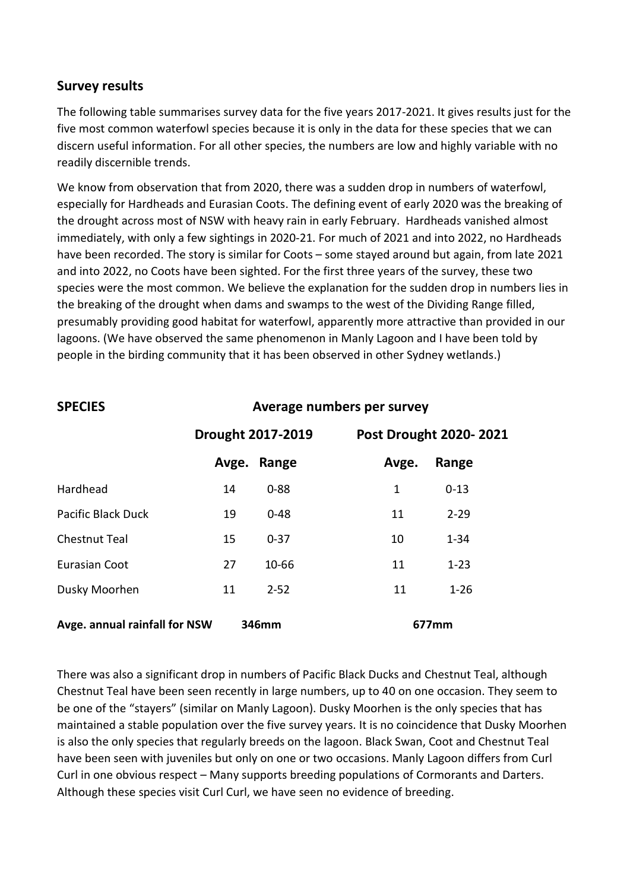## Survey results

The following table summarises survey data for the five years 2017-2021. It gives results just for the five most common waterfowl species because it is only in the data for these species that we can discern useful information. For all other species, the numbers are low and highly variable with no readily discernible trends.

We know from observation that from 2020, there was a sudden drop in numbers of waterfowl, especially for Hardheads and Eurasian Coots. The defining event of early 2020 was the breaking of the drought across most of NSW with heavy rain in early February. Hardheads vanished almost immediately, with only a few sightings in 2020-21. For much of 2021 and into 2022, no Hardheads have been recorded. The story is similar for Coots – some stayed around but again, from late 2021 and into 2022, no Coots have been sighted. For the first three years of the survey, these two species were the most common. We believe the explanation for the sudden drop in numbers lies in the breaking of the drought when dams and swamps to the west of the Dividing Range filled, presumably providing good habitat for waterfowl, apparently more attractive than provided in our lagoons. (We have observed the same phenomenon in Manly Lagoon and I have been told by people in the birding community that it has been observed in other Sydney wetlands.)

| SPECIES | Average numbers per survey | | | |
|---|---|---|---|---|
| | Drought 2017-2019 | | Post Drought 2020- 2021 | |
| | Avge. | Range | Avge. | Range |
| Hardhead | 14 | 0-88 | 1 | 0-13 |
| Pacific Black Duck | 19 | 0-48 | 11 | 2-29 |
| Chestnut Teal | 15 | 0-37 | 10 | 1-34 |
| Eurasian Coot | 27 | 10-66 | 11 | 1-23 |
| Dusky Moorhen | 11 | 2-52 | 11 | 1-26 |
| **Avge. annual rainfall for NSW** | **346mm** | | **677mm** | |

There was also a significant drop in numbers of Pacific Black Ducks and Chestnut Teal, although Chestnut Teal have been seen recently in large numbers, up to 40 on one occasion. They seem to be one of the "stayers" (similar on Manly Lagoon). Dusky Moorhen is the only species that has maintained a stable population over the five survey years. It is no coincidence that Dusky Moorhen is also the only species that regularly breeds on the lagoon. Black Swan, Coot and Chestnut Teal have been seen with juveniles but only on one or two occasions. Manly Lagoon differs from Curl Curl in one obvious respect – Many supports breeding populations of Cormorants and Darters. Although these species visit Curl Curl, we have seen no evidence of breeding.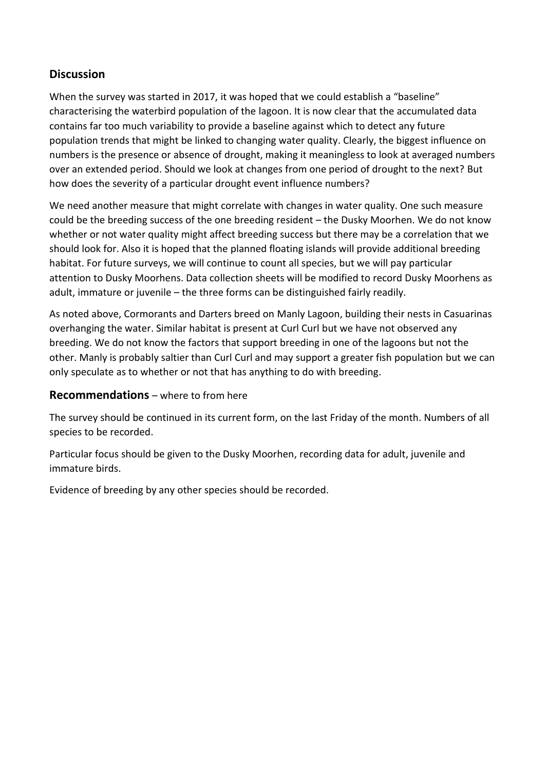## Discussion

When the survey was started in 2017, it was hoped that we could establish a "baseline" characterising the waterbird population of the lagoon. It is now clear that the accumulated data contains far too much variability to provide a baseline against which to detect any future population trends that might be linked to changing water quality. Clearly, the biggest influence on numbers is the presence or absence of drought, making it meaningless to look at averaged numbers over an extended period. Should we look at changes from one period of drought to the next? But how does the severity of a particular drought event influence numbers?

We need another measure that might correlate with changes in water quality. One such measure could be the breeding success of the one breeding resident – the Dusky Moorhen. We do not know whether or not water quality might affect breeding success but there may be a correlation that we should look for. Also it is hoped that the planned floating islands will provide additional breeding habitat. For future surveys, we will continue to count all species, but we will pay particular attention to Dusky Moorhens. Data collection sheets will be modified to record Dusky Moorhens as adult, immature or juvenile – the three forms can be distinguished fairly readily.

As noted above, Cormorants and Darters breed on Manly Lagoon, building their nests in Casuarinas overhanging the water. Similar habitat is present at Curl Curl but we have not observed any breeding. We do not know the factors that support breeding in one of the lagoons but not the other. Manly is probably saltier than Curl Curl and may support a greater fish population but we can only speculate as to whether or not that has anything to do with breeding.

## **Recommendations** – where to from here

The survey should be continued in its current form, on the last Friday of the month. Numbers of all species to be recorded.

Particular focus should be given to the Dusky Moorhen, recording data for adult, juvenile and immature birds.

Evidence of breeding by any other species should be recorded.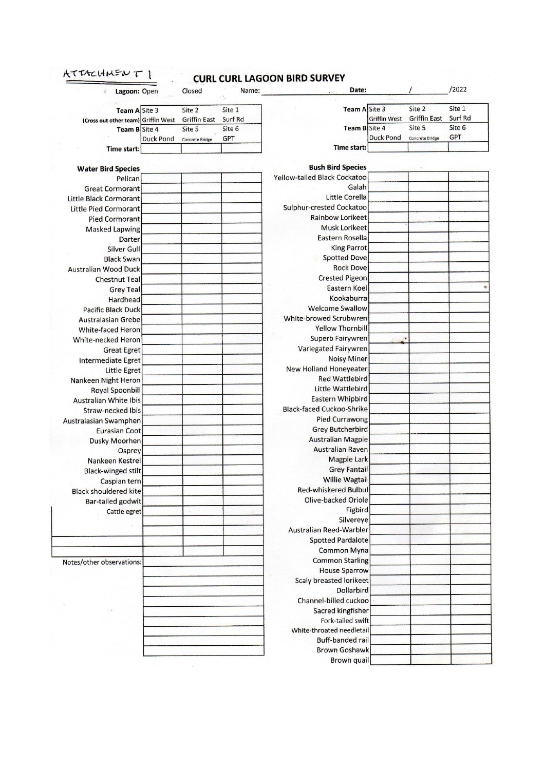ATTACHMENT 1

# CURL CURL LAGOON BIRD SURVEY

**Lagoon:** Open Closed Name: ______________________ **Date:** ____ / ____ /2022

| | | | |
|---|---|---|---|
| **Team A** | Site 3 | Site 2 | Site 1 |
| (Cross out other team) | Griffin West | Griffin East | Surf Rd |
| **Team B** | Site 4 | Site 5 | Site 6 |
| | Duck Pond | Concrete Bridge | GPT |
| **Time start:** | | | |

| **Water Bird Species** | | | |
|---|---|---|---|
| Pelican | | | |
| Great Cormorant | | | |
| Little Black Cormorant | | | |
| Little Pied Cormorant | | | |
| Pied Cormorant | | | |
| Masked Lapwing | | | |
| Darter | | | |
| Silver Gull | | | |
| Black Swan | | | |
| Australian Wood Duck | | | |
| Chestnut Teal | | | |
| Grey Teal | | | |
| Hardhead | | | |
| Pacific Black Duck | | | |
| Australasian Grebe | | | |
| White-faced Heron | | | |
| White-necked Heron | | | |
| Great Egret | | | |
| Intermediate Egret | | | |
| Little Egret | | | |
| Nankeen Night Heron | | | |
| Royal Spoonbill | | | |
| Australian White Ibis | | | |
| Straw-necked Ibis | | | |
| Australasian Swamphen | | | |
| Eurasian Coot | | | |
| Dusky Moorhen | | | |
| Osprey | | | |
| Nankeen Kestrel | | | |
| Black-winged stilt | | | |
| Caspian tern | | | |
| Black shouldered kite | | | |
| Bar-tailed godwit | | | |
| Cattle egret | | | |
| | | | |
| | | | |
| | | | |
| | | | |

Notes/other observations:

| |
|---|
| |
| |
| |
| |
| |
| |
| |
| |
| |
| |

| | | | |
|---|---|---|---|
| **Team A** | Site 3 | Site 2 | Site 1 |
| | Griffin West | Griffin East | Surf Rd |
| **Team B** | Site 4 | Site 5 | Site 6 |
| | Duck Pond | Concrete Bridge | GPT |
| **Time start:** | | | |

| **Bush Bird Species** | | | |
|---|---|---|---|
| Yellow-tailed Black Cockatoo | | | |
| Galah | | | |
| Little Corella | | | |
| Sulphur-crested Cockatoo | | | |
| Rainbow Lorikeet | | | |
| Musk Lorikeet | | | |
| Eastern Rosella | | | |
| King Parrot | | | |
| Spotted Dove | | | |
| Rock Dove | | | |
| Crested Pigeon | | | |
| Eastern Koel | | | |
| Kookaburra | | | |
| Welcome Swallow | | | |
| White-browed Scrubwren | | | |
| Yellow Thornbill | | | |
| Superb Fairywren | | | |
| Variegated Fairywren | | | |
| Noisy Miner | | | |
| New Holland Honeyeater | | | |
| Red Wattlebird | | | |
| Little Wattlebird | | | |
| Eastern Whipbird | | | |
| Black-faced Cuckoo-Shrike | | | |
| Pied Currawong | | | |
| Grey Butcherbird | | | |
| Australian Magpie | | | |
| Australian Raven | | | |
| Magpie Lark | | | |
| Grey Fantail | | | |
| Willie Wagtail | | | |
| Red-whiskered Bulbul | | | |
| Olive-backed Oriole | | | |
| Figbird | | | |
| Silvereye | | | |
| Australian Reed-Warbler | | | |
| Spotted Pardalote | | | |
| Common Myna | | | |
| Common Starling | | | |
| House Sparrow | | | |
| Scaly breasted lorikeet | | | |
| Dollarbird | | | |
| Channel-billed cuckoo | | | |
| Sacred kingfisher | | | |
| Fork-tailed swift | | | |
| White-throated needletail | | | |
| Buff-banded rail | | | |
| Brown Goshawk | | | |
| Brown quail | | | |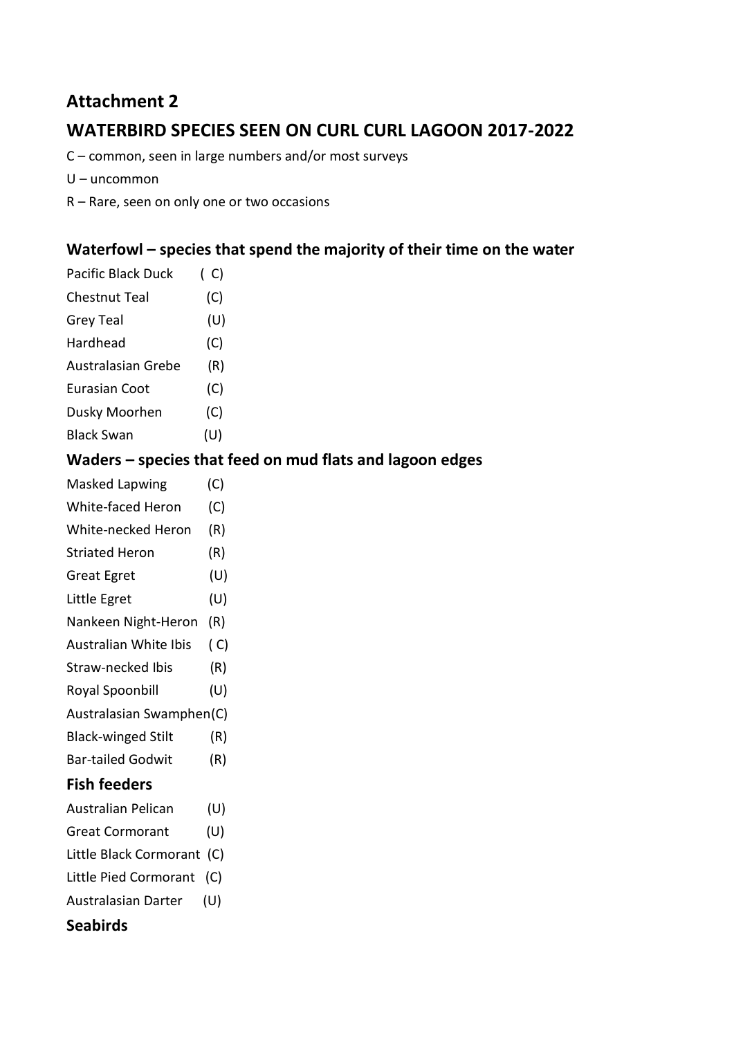## Attachment 2

## WATERBIRD SPECIES SEEN ON CURL CURL LAGOON 2017-2022

C – common, seen in large numbers and/or most surveys

U – uncommon

R – Rare, seen on only one or two occasions

### Waterfowl – species that spend the majority of their time on the water

Pacific Black Duck ( C)

Chestnut Teal (C)

Grey Teal (U)

Hardhead (C)

Australasian Grebe (R)

Eurasian Coot (C)

Dusky Moorhen (C)

Black Swan (U)

### Waders – species that feed on mud flats and lagoon edges

Masked Lapwing (C)

White-faced Heron (C)

White-necked Heron (R)

Striated Heron (R)

Great Egret (U)

Little Egret (U)

Nankeen Night-Heron (R)

Australian White Ibis ( C)

Straw-necked Ibis (R)

Royal Spoonbill (U)

Australasian Swamphen(C)

Black-winged Stilt (R)

Bar-tailed Godwit (R)

### Fish feeders

Australian Pelican (U)

Great Cormorant (U)

Little Black Cormorant (C)

Little Pied Cormorant (C)

Australasian Darter (U)

### Seabirds